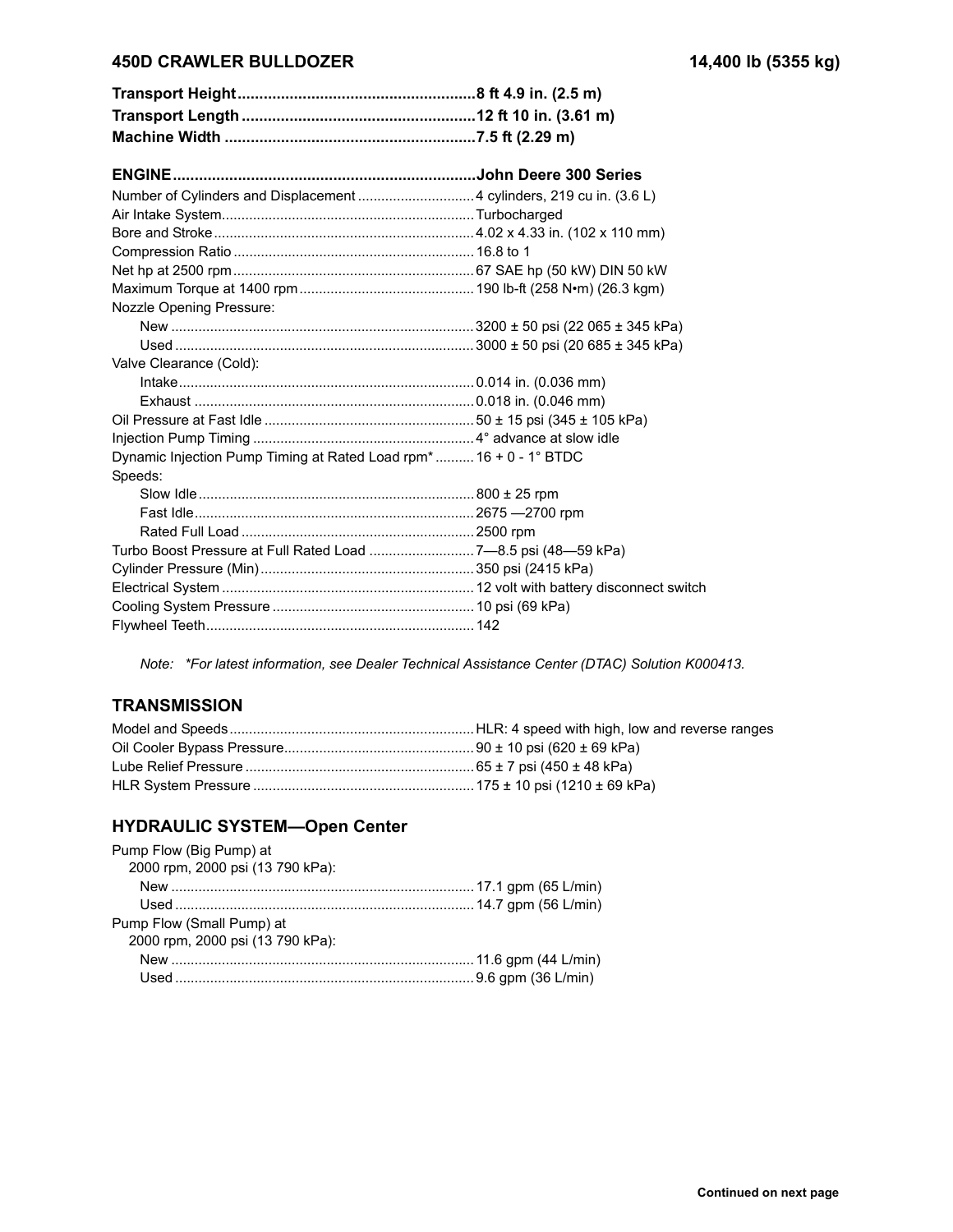## 450D CRAWLER BULLDOZER — 14,400 lb (5355 kg)

| | |
|---|---|
| **Transport Height** | **8 ft 4.9 in. (2.5 m)** |
| **Transport Length** | **12 ft 10 in. (3.61 m)** |
| **Machine Width** | **7.5 ft (2.29 m)** |

| | |
|---|---|
| **ENGINE** | **John Deere 300 Series** |
| Number of Cylinders and Displacement | 4 cylinders, 219 cu in. (3.6 L) |
| Air Intake System | Turbocharged |
| Bore and Stroke | 4.02 x 4.33 in. (102 x 110 mm) |
| Compression Ratio | 16.8 to 1 |
| Net hp at 2500 rpm | 67 SAE hp (50 kW) DIN 50 kW |
| Maximum Torque at 1400 rpm | 190 lb-ft (258 N•m) (26.3 kgm) |
| Nozzle Opening Pressure: | |
| New | 3200 ± 50 psi (22 065 ± 345 kPa) |
| Used | 3000 ± 50 psi (20 685 ± 345 kPa) |
| Valve Clearance (Cold): | |
| Intake | 0.014 in. (0.036 mm) |
| Exhaust | 0.018 in. (0.046 mm) |
| Oil Pressure at Fast Idle | 50 ± 15 psi (345 ± 105 kPa) |
| Injection Pump Timing | 4° advance at slow idle |
| Dynamic Injection Pump Timing at Rated Load rpm* | 16 + 0 - 1° BTDC |
| Speeds: | |
| Slow Idle | 800 ± 25 rpm |
| Fast Idle | 2675 —2700 rpm |
| Rated Full Load | 2500 rpm |
| Turbo Boost Pressure at Full Rated Load | 7—8.5 psi (48—59 kPa) |
| Cylinder Pressure (Min) | 350 psi (2415 kPa) |
| Electrical System | 12 volt with battery disconnect switch |
| Cooling System Pressure | 10 psi (69 kPa) |
| Flywheel Teeth | 142 |

*Note: \*For latest information, see Dealer Technical Assistance Center (DTAC) Solution K000413.*

## TRANSMISSION

| | |
|---|---|
| Model and Speeds | HLR: 4 speed with high, low and reverse ranges |
| Oil Cooler Bypass Pressure | 90 ± 10 psi (620 ± 69 kPa) |
| Lube Relief Pressure | 65 ± 7 psi (450 ± 48 kPa) |
| HLR System Pressure | 175 ± 10 psi (1210 ± 69 kPa) |

## HYDRAULIC SYSTEM—Open Center

| | |
|---|---|
| Pump Flow (Big Pump) at 2000 rpm, 2000 psi (13 790 kPa): | |
| New | 17.1 gpm (65 L/min) |
| Used | 14.7 gpm (56 L/min) |
| Pump Flow (Small Pump) at 2000 rpm, 2000 psi (13 790 kPa): | |
| New | 11.6 gpm (44 L/min) |
| Used | 9.6 gpm (36 L/min) |

**Continued on next page**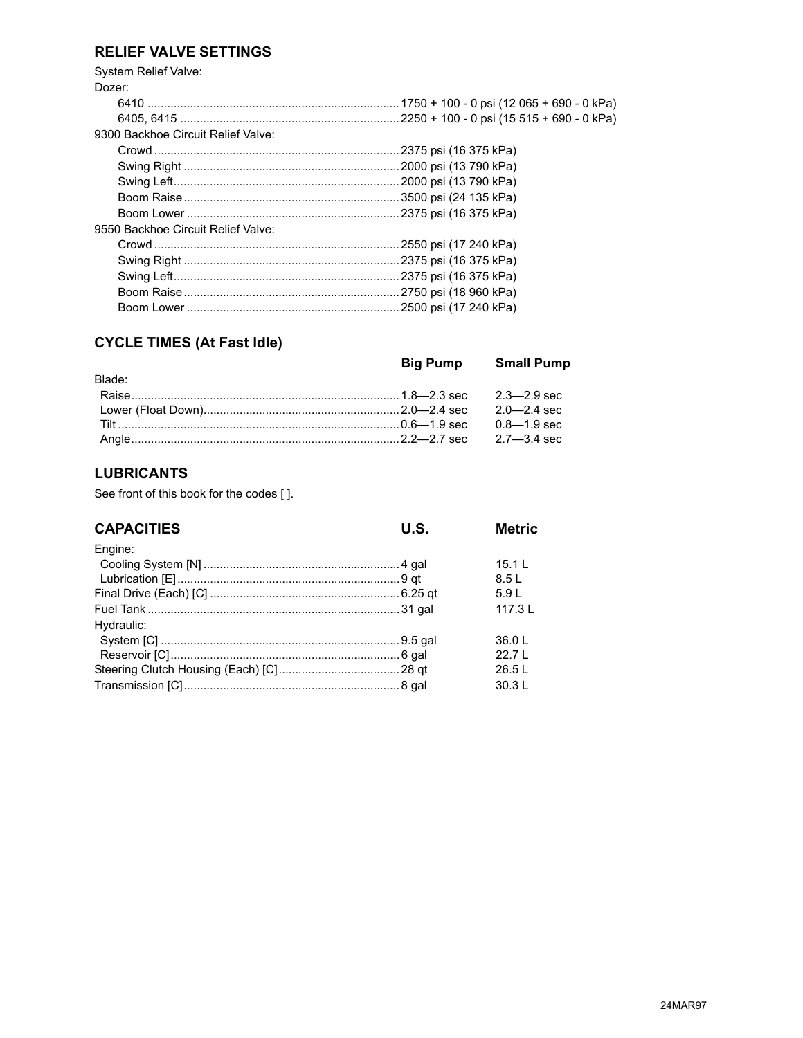## RELIEF VALVE SETTINGS

System Relief Valve:

| | |
|---|---|
| Dozer: | |
| 6410 | 1750 + 100 - 0 psi (12 065 + 690 - 0 kPa) |
| 6405, 6415 | 2250 + 100 - 0 psi (15 515 + 690 - 0 kPa) |
| 9300 Backhoe Circuit Relief Valve: | |
| Crowd | 2375 psi (16 375 kPa) |
| Swing Right | 2000 psi (13 790 kPa) |
| Swing Left | 2000 psi (13 790 kPa) |
| Boom Raise | 3500 psi (24 135 kPa) |
| Boom Lower | 2375 psi (16 375 kPa) |
| 9550 Backhoe Circuit Relief Valve: | |
| Crowd | 2550 psi (17 240 kPa) |
| Swing Right | 2375 psi (16 375 kPa) |
| Swing Left | 2375 psi (16 375 kPa) |
| Boom Raise | 2750 psi (18 960 kPa) |
| Boom Lower | 2500 psi (17 240 kPa) |

## CYCLE TIMES (At Fast Idle)

| | Big Pump | Small Pump |
|---|---|---|
| Blade: | | |
| Raise | 1.8—2.3 sec | 2.3—2.9 sec |
| Lower (Float Down) | 2.0—2.4 sec | 2.0—2.4 sec |
| Tilt | 0.6—1.9 sec | 0.8—1.9 sec |
| Angle | 2.2—2.7 sec | 2.7—3.4 sec |

## LUBRICANTS

See front of this book for the codes [ ].

## CAPACITIES

| | U.S. | Metric |
|---|---|---|
| Engine: | | |
| Cooling System [N] | 4 gal | 15.1 L |
| Lubrication [E] | 9 qt | 8.5 L |
| Final Drive (Each) [C] | 6.25 qt | 5.9 L |
| Fuel Tank | 31 gal | 117.3 L |
| Hydraulic: | | |
| System [C] | 9.5 gal | 36.0 L |
| Reservoir [C] | 6 gal | 22.7 L |
| Steering Clutch Housing (Each) [C] | 28 qt | 26.5 L |
| Transmission [C] | 8 gal | 30.3 L |

24MAR97